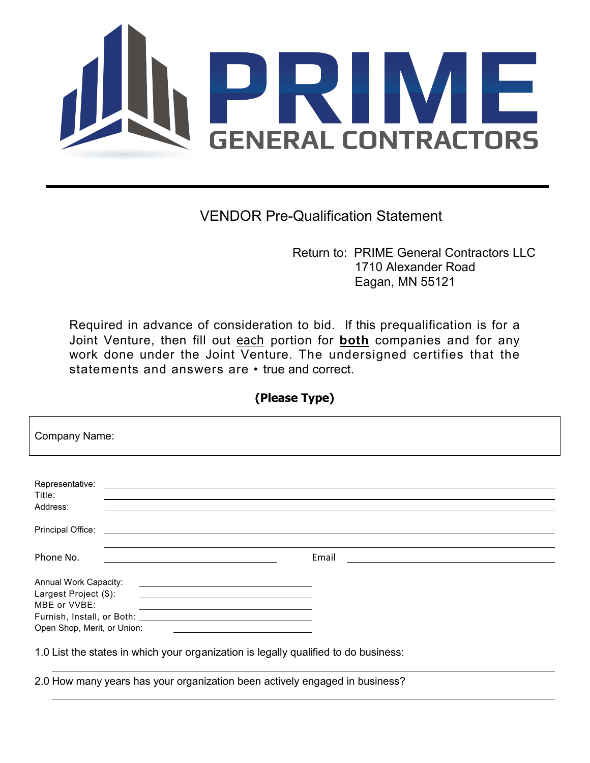# PRIME

## GENERAL CONTRACTORS

VENDOR Pre-Qualification Statement

Return to: PRIME General Contractors LLC
1710 Alexander Road
Eagan, MN 55121

Required in advance of consideration to bid. If this prequalification is for a Joint Venture, then fill out each portion for **both** companies and for any work done under the Joint Venture. The undersigned certifies that the statements and answers are • true and correct.

**(Please Type)**

Company Name:

Representative: \_\_\_\_\_\_\_\_\_\_\_\_\_\_\_\_\_\_\_\_\_\_\_\_\_\_\_\_\_\_\_\_\_\_\_\_\_\_\_\_
Title: \_\_\_\_\_\_\_\_\_\_\_\_\_\_\_\_\_\_\_\_\_\_\_\_\_\_\_\_\_\_\_\_\_\_\_\_\_\_\_\_
Address: \_\_\_\_\_\_\_\_\_\_\_\_\_\_\_\_\_\_\_\_\_\_\_\_\_\_\_\_\_\_\_\_\_\_\_\_\_\_\_\_

Principal Office: \_\_\_\_\_\_\_\_\_\_\_\_\_\_\_\_\_\_\_\_\_\_\_\_\_\_\_\_\_\_\_\_\_\_\_\_\_\_\_\_

Phone No. \_\_\_\_\_\_\_\_\_\_\_\_\_\_\_\_\_\_\_\_ Email \_\_\_\_\_\_\_\_\_\_\_\_\_\_\_\_\_\_\_\_

Annual Work Capacity: \_\_\_\_\_\_\_\_\_\_\_\_\_\_\_\_\_\_\_\_
Largest Project ($): \_\_\_\_\_\_\_\_\_\_\_\_\_\_\_\_\_\_\_\_
MBE or VVBE: \_\_\_\_\_\_\_\_\_\_\_\_\_\_\_\_\_\_\_\_
Furnish, Install, or Both: \_\_\_\_\_\_\_\_\_\_\_\_\_\_\_\_\_\_\_\_
Open Shop, Merit, or Union: \_\_\_\_\_\_\_\_\_\_\_\_\_\_\_\_\_\_\_\_

1.0 List the states in which your organization is legally qualified to do business:

\_\_\_\_\_\_\_\_\_\_\_\_\_\_\_\_\_\_\_\_\_\_\_\_\_\_\_\_\_\_\_\_\_\_\_\_\_\_\_\_

2.0 How many years has your organization been actively engaged in business?

\_\_\_\_\_\_\_\_\_\_\_\_\_\_\_\_\_\_\_\_\_\_\_\_\_\_\_\_\_\_\_\_\_\_\_\_\_\_\_\_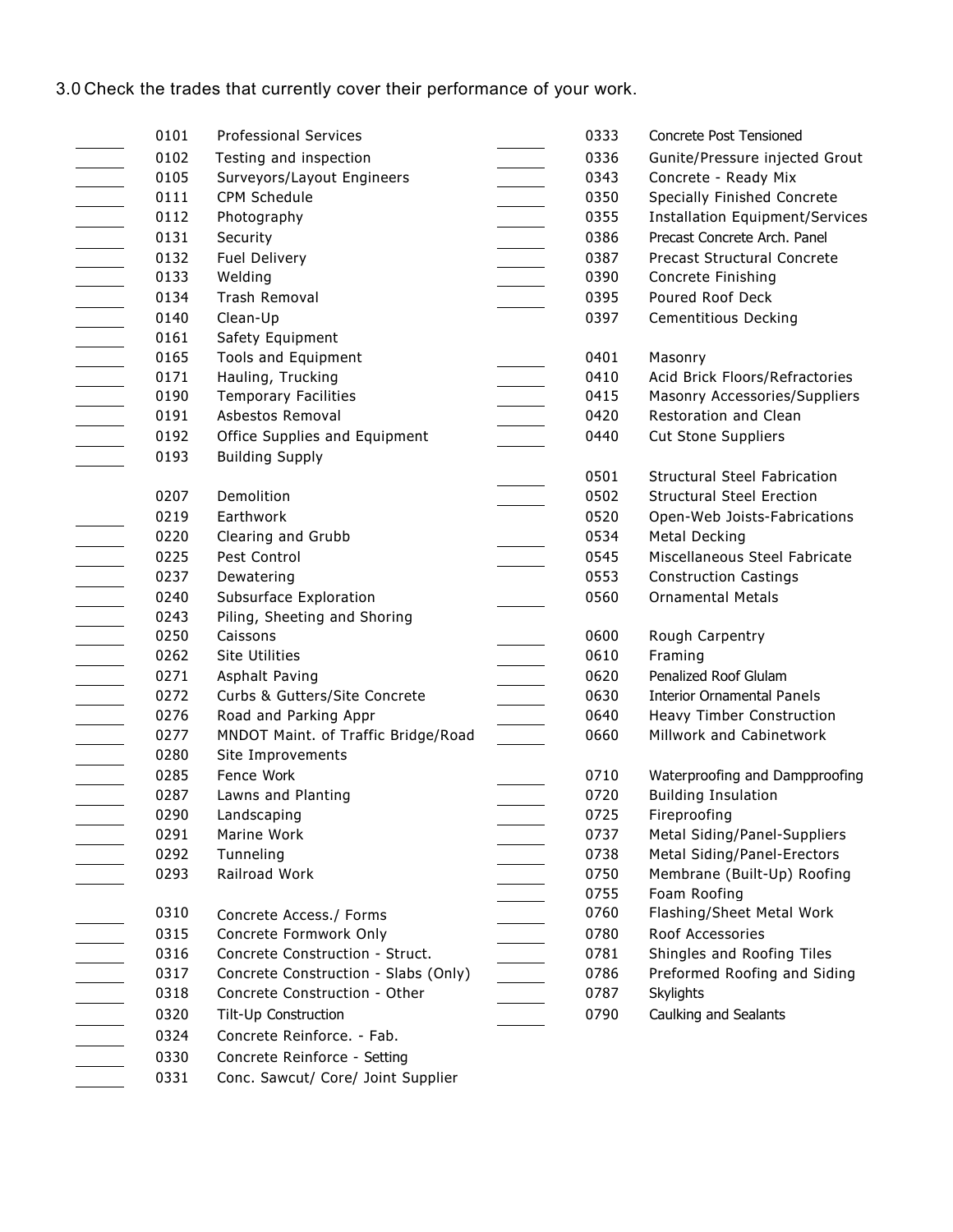3.0 Check the trades that currently cover their performance of your work.

| | Code | Trade |
|---|---|---|
| ______ | 0101 | Professional Services |
| ______ | 0102 | Testing and inspection |
| ______ | 0105 | Surveyors/Layout Engineers |
| ______ | 0111 | CPM Schedule |
| ______ | 0112 | Photography |
| ______ | 0131 | Security |
| ______ | 0132 | Fuel Delivery |
| ______ | 0133 | Welding |
| ______ | 0134 | Trash Removal |
| ______ | 0140 | Clean-Up |
| ______ | 0161 | Safety Equipment |
| ______ | 0165 | Tools and Equipment |
| ______ | 0171 | Hauling, Trucking |
| ______ | 0190 | Temporary Facilities |
| ______ | 0191 | Asbestos Removal |
| ______ | 0192 | Office Supplies and Equipment |
| ______ | 0193 | Building Supply |
| ______ | 0207 | Demolition |
| ______ | 0219 | Earthwork |
| ______ | 0220 | Clearing and Grubb |
| ______ | 0225 | Pest Control |
| ______ | 0237 | Dewatering |
| ______ | 0240 | Subsurface Exploration |
| ______ | 0243 | Piling, Sheeting and Shoring |
| ______ | 0250 | Caissons |
| ______ | 0262 | Site Utilities |
| ______ | 0271 | Asphalt Paving |
| ______ | 0272 | Curbs & Gutters/Site Concrete |
| ______ | 0276 | Road and Parking Appr |
| ______ | 0277 | MNDOT Maint. of Traffic Bridge/Road |
| ______ | 0280 | Site Improvements |
| ______ | 0285 | Fence Work |
| ______ | 0287 | Lawns and Planting |
| ______ | 0290 | Landscaping |
| ______ | 0291 | Marine Work |
| ______ | 0292 | Tunneling |
| ______ | 0293 | Railroad Work |
| ______ | 0310 | Concrete Access./ Forms |
| ______ | 0315 | Concrete Formwork Only |
| ______ | 0316 | Concrete Construction - Struct. |
| ______ | 0317 | Concrete Construction - Slabs (Only) |
| ______ | 0318 | Concrete Construction - Other |
| ______ | 0320 | Tilt-Up Construction |
| ______ | 0324 | Concrete Reinforce. - Fab. |
| ______ | 0330 | Concrete Reinforce - Setting |
| ______ | 0331 | Conc. Sawcut/ Core/ Joint Supplier |
| ______ | 0333 | Concrete Post Tensioned |
| ______ | 0336 | Gunite/Pressure injected Grout |
| ______ | 0343 | Concrete - Ready Mix |
| ______ | 0350 | Specially Finished Concrete |
| ______ | 0355 | Installation Equipment/Services |
| ______ | 0386 | Precast Concrete Arch. Panel |
| ______ | 0387 | Precast Structural Concrete |
| ______ | 0390 | Concrete Finishing |
| ______ | 0395 | Poured Roof Deck |
| ______ | 0397 | Cementitious Decking |
| ______ | 0401 | Masonry |
| ______ | 0410 | Acid Brick Floors/Refractories |
| ______ | 0415 | Masonry Accessories/Suppliers |
| ______ | 0420 | Restoration and Clean |
| ______ | 0440 | Cut Stone Suppliers |
| ______ | 0501 | Structural Steel Fabrication |
| ______ | 0502 | Structural Steel Erection |
| ______ | 0520 | Open-Web Joists-Fabrications |
| ______ | 0534 | Metal Decking |
| ______ | 0545 | Miscellaneous Steel Fabricate |
| ______ | 0553 | Construction Castings |
| ______ | 0560 | Ornamental Metals |
| ______ | 0600 | Rough Carpentry |
| ______ | 0610 | Framing |
| ______ | 0620 | Penalized Roof Glulam |
| ______ | 0630 | Interior Ornamental Panels |
| ______ | 0640 | Heavy Timber Construction |
| ______ | 0660 | Millwork and Cabinetwork |
| ______ | 0710 | Waterproofing and Dampproofing |
| ______ | 0720 | Building Insulation |
| ______ | 0725 | Fireproofing |
| ______ | 0737 | Metal Siding/Panel-Suppliers |
| ______ | 0738 | Metal Siding/Panel-Erectors |
| ______ | 0750 | Membrane (Built-Up) Roofing |
| ______ | 0755 | Foam Roofing |
| ______ | 0760 | Flashing/Sheet Metal Work |
| ______ | 0780 | Roof Accessories |
| ______ | 0781 | Shingles and Roofing Tiles |
| ______ | 0786 | Preformed Roofing and Siding |
| ______ | 0787 | Skylights |
| ______ | 0790 | Caulking and Sealants |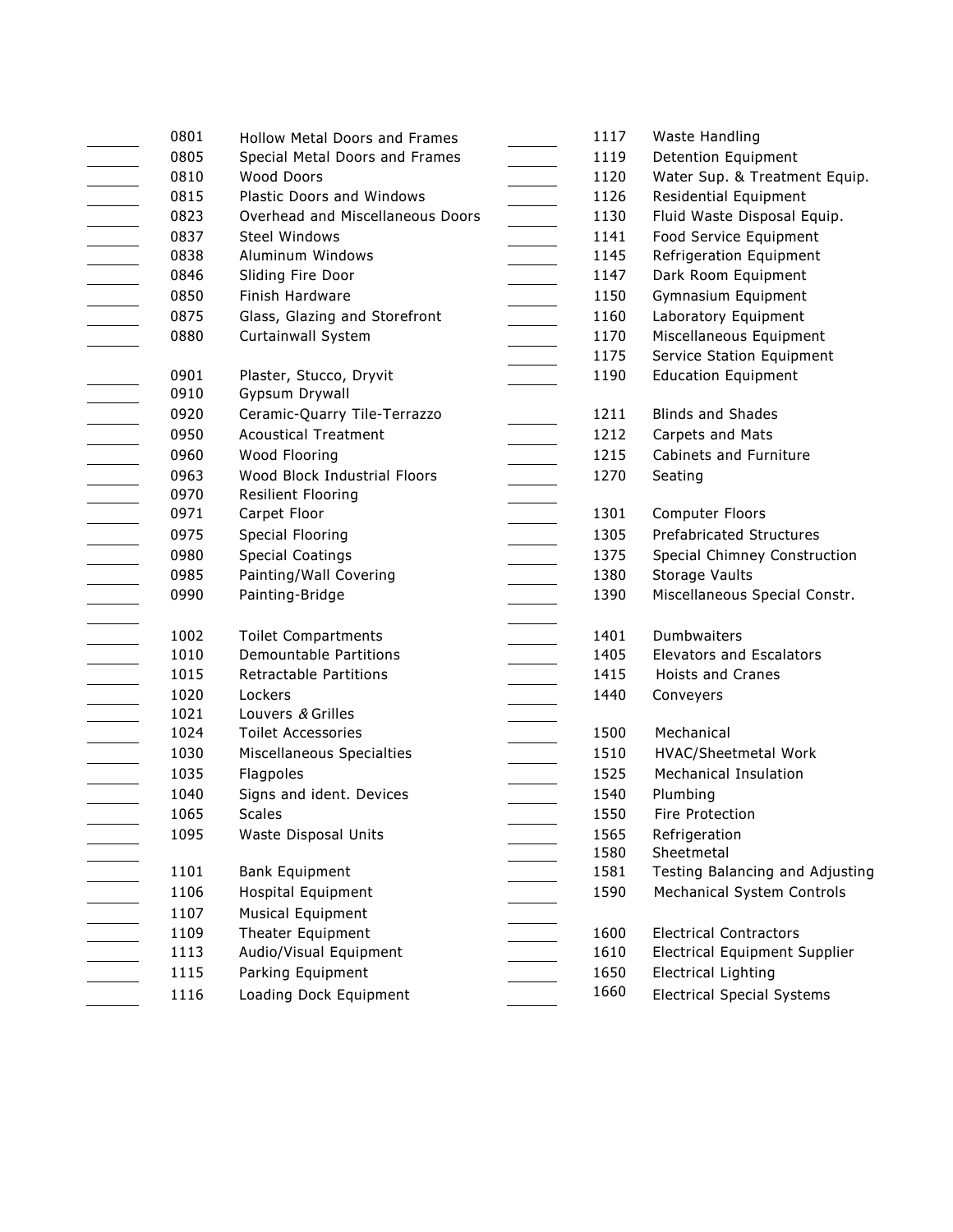| | Code | Description |
|---|---|---|
| ______ | 0801 | Hollow Metal Doors and Frames |
| ______ | 0805 | Special Metal Doors and Frames |
| ______ | 0810 | Wood Doors |
| ______ | 0815 | Plastic Doors and Windows |
| ______ | 0823 | Overhead and Miscellaneous Doors |
| ______ | 0837 | Steel Windows |
| ______ | 0838 | Aluminum Windows |
| ______ | 0846 | Sliding Fire Door |
| ______ | 0850 | Finish Hardware |
| ______ | 0875 | Glass, Glazing and Storefront |
| ______ | 0880 | Curtainwall System |
| ______ | 0901 | Plaster, Stucco, Dryvit |
| ______ | 0910 | Gypsum Drywall |
| ______ | 0920 | Ceramic-Quarry Tile-Terrazzo |
| ______ | 0950 | Acoustical Treatment |
| ______ | 0960 | Wood Flooring |
| ______ | 0963 | Wood Block Industrial Floors |
| ______ | 0970 | Resilient Flooring |
| ______ | 0971 | Carpet Floor |
| ______ | 0975 | Special Flooring |
| ______ | 0980 | Special Coatings |
| ______ | 0985 | Painting/Wall Covering |
| ______ | 0990 | Painting-Bridge |
| ______ | 1002 | Toilet Compartments |
| ______ | 1010 | Demountable Partitions |
| ______ | 1015 | Retractable Partitions |
| ______ | 1020 | Lockers |
| ______ | 1021 | Louvers & Grilles |
| ______ | 1024 | Toilet Accessories |
| ______ | 1030 | Miscellaneous Specialties |
| ______ | 1035 | Flagpoles |
| ______ | 1040 | Signs and ident. Devices |
| ______ | 1065 | Scales |
| ______ | 1095 | Waste Disposal Units |
| ______ | 1101 | Bank Equipment |
| ______ | 1106 | Hospital Equipment |
| ______ | 1107 | Musical Equipment |
| ______ | 1109 | Theater Equipment |
| ______ | 1113 | Audio/Visual Equipment |
| ______ | 1115 | Parking Equipment |
| ______ | 1116 | Loading Dock Equipment |
| ______ | 1117 | Waste Handling |
| ______ | 1119 | Detention Equipment |
| ______ | 1120 | Water Sup. & Treatment Equip. |
| ______ | 1126 | Residential Equipment |
| ______ | 1130 | Fluid Waste Disposal Equip. |
| ______ | 1141 | Food Service Equipment |
| ______ | 1145 | Refrigeration Equipment |
| ______ | 1147 | Dark Room Equipment |
| ______ | 1150 | Gymnasium Equipment |
| ______ | 1160 | Laboratory Equipment |
| ______ | 1170 | Miscellaneous Equipment |
| ______ | 1175 | Service Station Equipment |
| ______ | 1190 | Education Equipment |
| ______ | 1211 | Blinds and Shades |
| ______ | 1212 | Carpets and Mats |
| ______ | 1215 | Cabinets and Furniture |
| ______ | 1270 | Seating |
| ______ | 1301 | Computer Floors |
| ______ | 1305 | Prefabricated Structures |
| ______ | 1375 | Special Chimney Construction |
| ______ | 1380 | Storage Vaults |
| ______ | 1390 | Miscellaneous Special Constr. |
| ______ | 1401 | Dumbwaiters |
| ______ | 1405 | Elevators and Escalators |
| ______ | 1415 | Hoists and Cranes |
| ______ | 1440 | Conveyers |
| ______ | 1500 | Mechanical |
| ______ | 1510 | HVAC/Sheetmetal Work |
| ______ | 1525 | Mechanical Insulation |
| ______ | 1540 | Plumbing |
| ______ | 1550 | Fire Protection |
| ______ | 1565 | Refrigeration |
| ______ | 1580 | Sheetmetal |
| ______ | 1581 | Testing Balancing and Adjusting |
| ______ | 1590 | Mechanical System Controls |
| ______ | 1600 | Electrical Contractors |
| ______ | 1610 | Electrical Equipment Supplier |
| ______ | 1650 | Electrical Lighting |
| ______ | 1660 | Electrical Special Systems |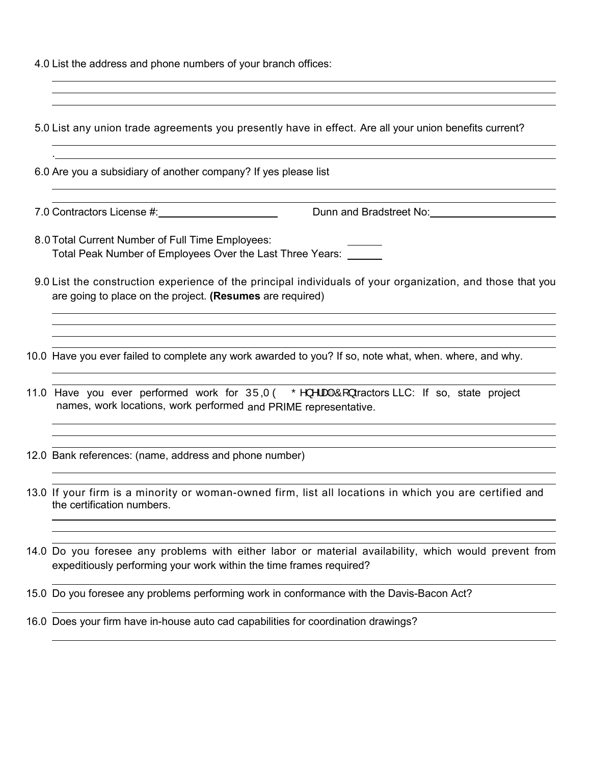4.0 List the address and phone numbers of your branch offices:

5.0 List any union trade agreements you presently have in effect. Are all your union benefits current?

6.0 Are you a subsidiary of another company? If yes please list

7.0 Contractors License #: ____________________ Dunn and Bradstreet No: ____________________

8.0 Total Current Number of Full Time Employees: ______
Total Peak Number of Employees Over the Last Three Years: ______

9.0 List the construction experience of the principal individuals of your organization, and those that you are going to place on the project. **(Resumes** are required)

10.0 Have you ever failed to complete any work awarded to you? If so, note what, when. where, and why.

11.0 Have you ever performed work for PRIME General Contractors LLC: If so, state project names, work locations, work performed and PRIME representative.

12.0 Bank references: (name, address and phone number)

13.0 If your firm is a minority or woman-owned firm, list all locations in which you are certified and the certification numbers.

14.0 Do you foresee any problems with either labor or material availability, which would prevent from expeditiously performing your work within the time frames required?

15.0 Do you foresee any problems performing work in conformance with the Davis-Bacon Act?

16.0 Does your firm have in-house auto cad capabilities for coordination drawings?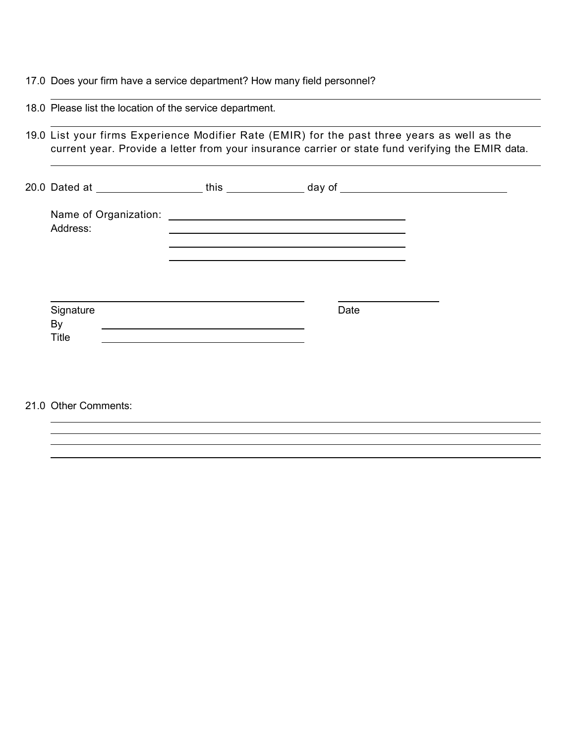17.0 Does your firm have a service department? How many field personnel?

______________________________________________________________________

18.0 Please list the location of the service department.

______________________________________________________________________

19.0 List your firms Experience Modifier Rate (EMIR) for the past three years as well as the current year. Provide a letter from your insurance carrier or state fund verifying the EMIR data.

______________________________________________________________________

20.0 Dated at ________________ this ____________ day of __________________________

Name of Organization: ______________________________________

Address: ______________________________________

______________________________________

______________________________________

______________________________________ ________________

Signature Date

By ______________________________

Title ______________________________

21.0 Other Comments:

______________________________________________________________________

______________________________________________________________________

______________________________________________________________________

______________________________________________________________________